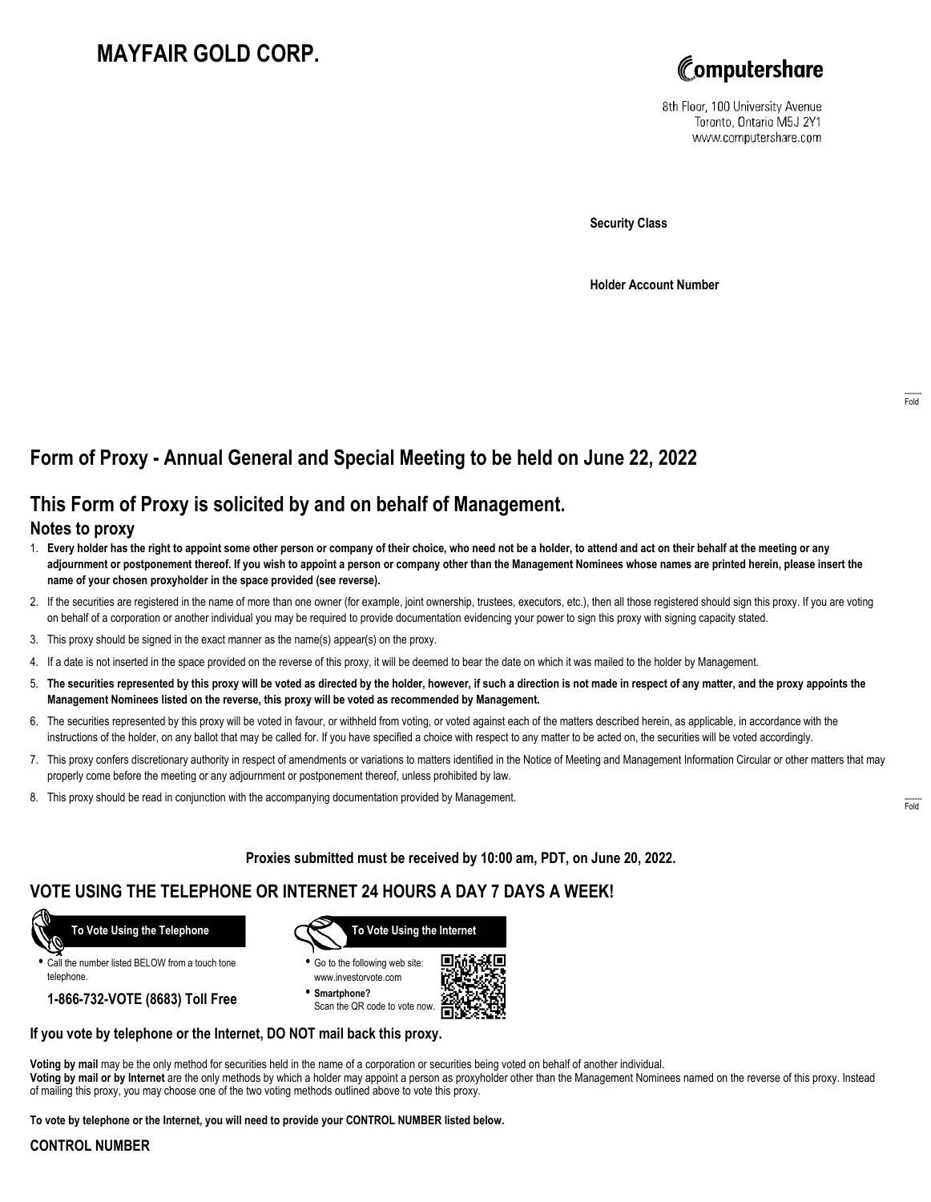# MAYFAIR GOLD CORP.

Computershare

8th Floor, 100 University Avenue
Toronto, Ontario M5J 2Y1
www.computershare.com

**Security Class**

**Holder Account Number**

Fold

## Form of Proxy - Annual General and Special Meeting to be held on June 22, 2022

## This Form of Proxy is solicited by and on behalf of Management.

### Notes to proxy

1. **Every holder has the right to appoint some other person or company of their choice, who need not be a holder, to attend and act on their behalf at the meeting or any adjournment or postponement thereof. If you wish to appoint a person or company other than the Management Nominees whose names are printed herein, please insert the name of your chosen proxyholder in the space provided (see reverse).**
2. If the securities are registered in the name of more than one owner (for example, joint ownership, trustees, executors, etc.), then all those registered should sign this proxy. If you are voting on behalf of a corporation or another individual you may be required to provide documentation evidencing your power to sign this proxy with signing capacity stated.
3. This proxy should be signed in the exact manner as the name(s) appear(s) on the proxy.
4. If a date is not inserted in the space provided on the reverse of this proxy, it will be deemed to bear the date on which it was mailed to the holder by Management.
5. **The securities represented by this proxy will be voted as directed by the holder, however, if such a direction is not made in respect of any matter, and the proxy appoints the Management Nominees listed on the reverse, this proxy will be voted as recommended by Management.**
6. The securities represented by this proxy will be voted in favour, or withheld from voting, or voted against each of the matters described herein, as applicable, in accordance with the instructions of the holder, on any ballot that may be called for. If you have specified a choice with respect to any matter to be acted on, the securities will be voted accordingly.
7. This proxy confers discretionary authority in respect of amendments or variations to matters identified in the Notice of Meeting and Management Information Circular or other matters that may properly come before the meeting or any adjournment or postponement thereof, unless prohibited by law.
8. This proxy should be read in conjunction with the accompanying documentation provided by Management.

Fold

**Proxies submitted must be received by 10:00 am, PDT, on June 20, 2022.**

## VOTE USING THE TELEPHONE OR INTERNET 24 HOURS A DAY 7 DAYS A WEEK!

**To Vote Using the Telephone**

- Call the number listed BELOW from a touch tone telephone.

**1-866-732-VOTE (8683) Toll Free**

**To Vote Using the Internet**

- Go to the following web site: www.investorvote.com
- **Smartphone?** Scan the QR code to vote now.

**If you vote by telephone or the Internet, DO NOT mail back this proxy.**

**Voting by mail** may be the only method for securities held in the name of a corporation or securities being voted on behalf of another individual.
**Voting by mail or by Internet** are the only methods by which a holder may appoint a person as proxyholder other than the Management Nominees named on the reverse of this proxy. Instead of mailing this proxy, you may choose one of the two voting methods outlined above to vote this proxy.

**To vote by telephone or the Internet, you will need to provide your CONTROL NUMBER listed below.**

**CONTROL NUMBER**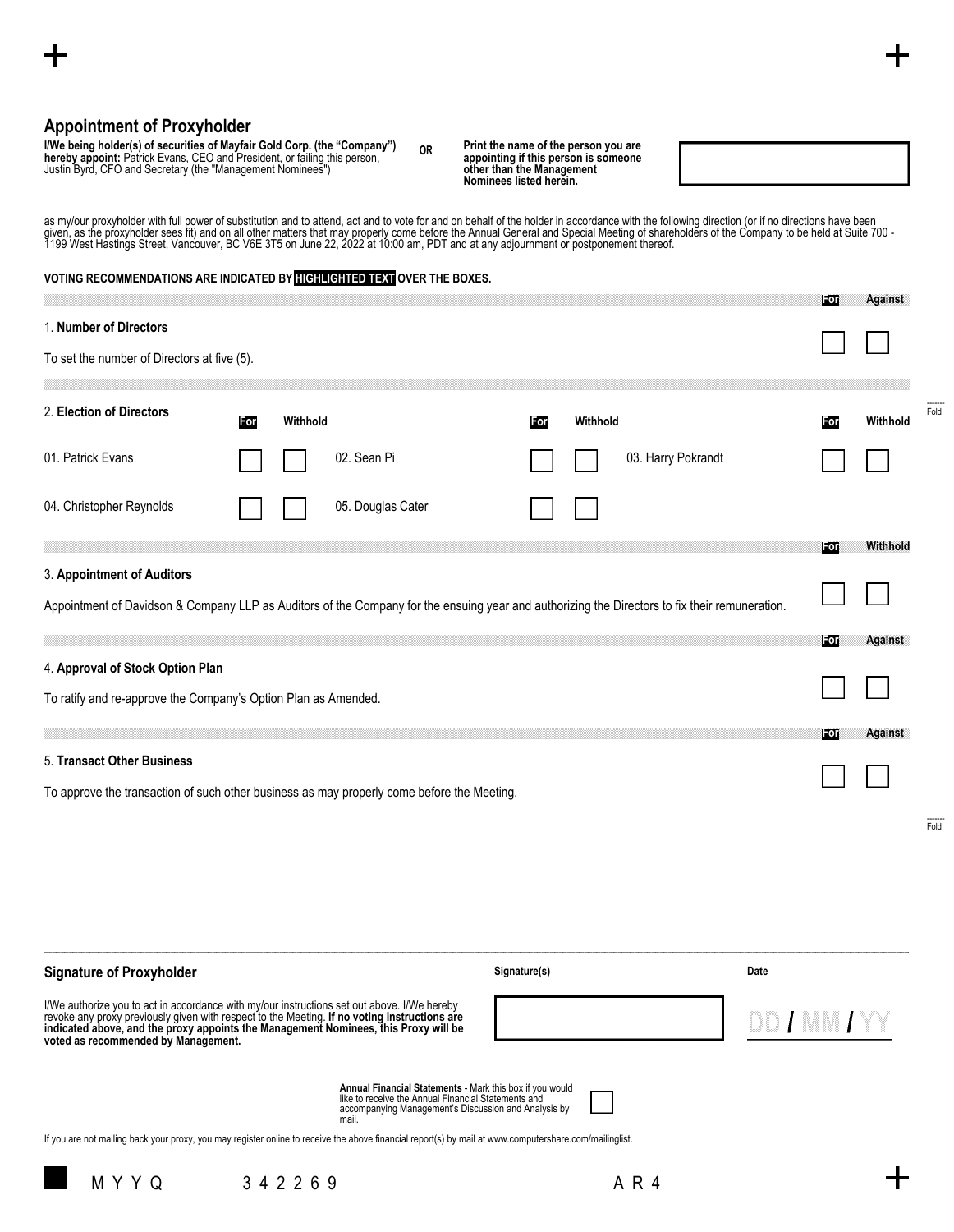## Appointment of Proxyholder

**I/We being holder(s) of securities of Mayfair Gold Corp. (the "Company") hereby appoint:** Patrick Evans, CEO and President, or failing this person, Justin Byrd, CFO and Secretary (the "Management Nominees")

**OR**

**Print the name of the person you are appointing if this person is someone other than the Management Nominees listed herein.**

as my/our proxyholder with full power of substitution and to attend, act and to vote for and on behalf of the holder in accordance with the following direction (or if no directions have been given, as the proxyholder sees fit) and on all other matters that may properly come before the Annual General and Special Meeting of shareholders of the Company to be held at Suite 700 - 1199 West Hastings Street, Vancouver, BC V6E 3T5 on June 22, 2022 at 10:00 am, PDT and at any adjournment or postponement thereof.

**VOTING RECOMMENDATIONS ARE INDICATED BY HIGHLIGHTED TEXT OVER THE BOXES.**

| | For | Against |
|---|---|---|
| 1. **Number of Directors**<br>To set the number of Directors at five (5). | ☐ | ☐ |

2. **Election of Directors**

| | For | Withhold | | For | Withhold | | For | Withhold |
|---|---|---|---|---|---|---|---|---|
| 01. Patrick Evans | ☐ | ☐ | 02. Sean Pi | ☐ | ☐ | 03. Harry Pokrandt | ☐ | ☐ |
| 04. Christopher Reynolds | ☐ | ☐ | 05. Douglas Cater | ☐ | ☐ | | | |

| | For | Withhold |
|---|---|---|
| 3. **Appointment of Auditors**<br>Appointment of Davidson & Company LLP as Auditors of the Company for the ensuing year and authorizing the Directors to fix their remuneration. | ☐ | ☐ |

| | For | Against |
|---|---|---|
| 4. **Approval of Stock Option Plan**<br>To ratify and re-approve the Company's Option Plan as Amended. | ☐ | ☐ |

| | For | Against |
|---|---|---|
| 5. **Transact Other Business**<br>To approve the transaction of such other business as may properly come before the Meeting. | ☐ | ☐ |

Fold

Fold

### Signature of Proxyholder

I/We authorize you to act in accordance with my/our instructions set out above. I/We hereby revoke any proxy previously given with respect to the Meeting. **If no voting instructions are indicated above, and the proxy appoints the Management Nominees, this Proxy will be voted as recommended by Management.**

**Signature(s)**

**Date**

DD / MM / YY

**Annual Financial Statements** - Mark this box if you would like to receive the Annual Financial Statements and accompanying Management's Discussion and Analysis by mail. ☐

If you are not mailing back your proxy, you may register online to receive the above financial report(s) by mail at www.computershare.com/mailinglist.

M Y Y Q 3 4 2 2 6 9 A R 4